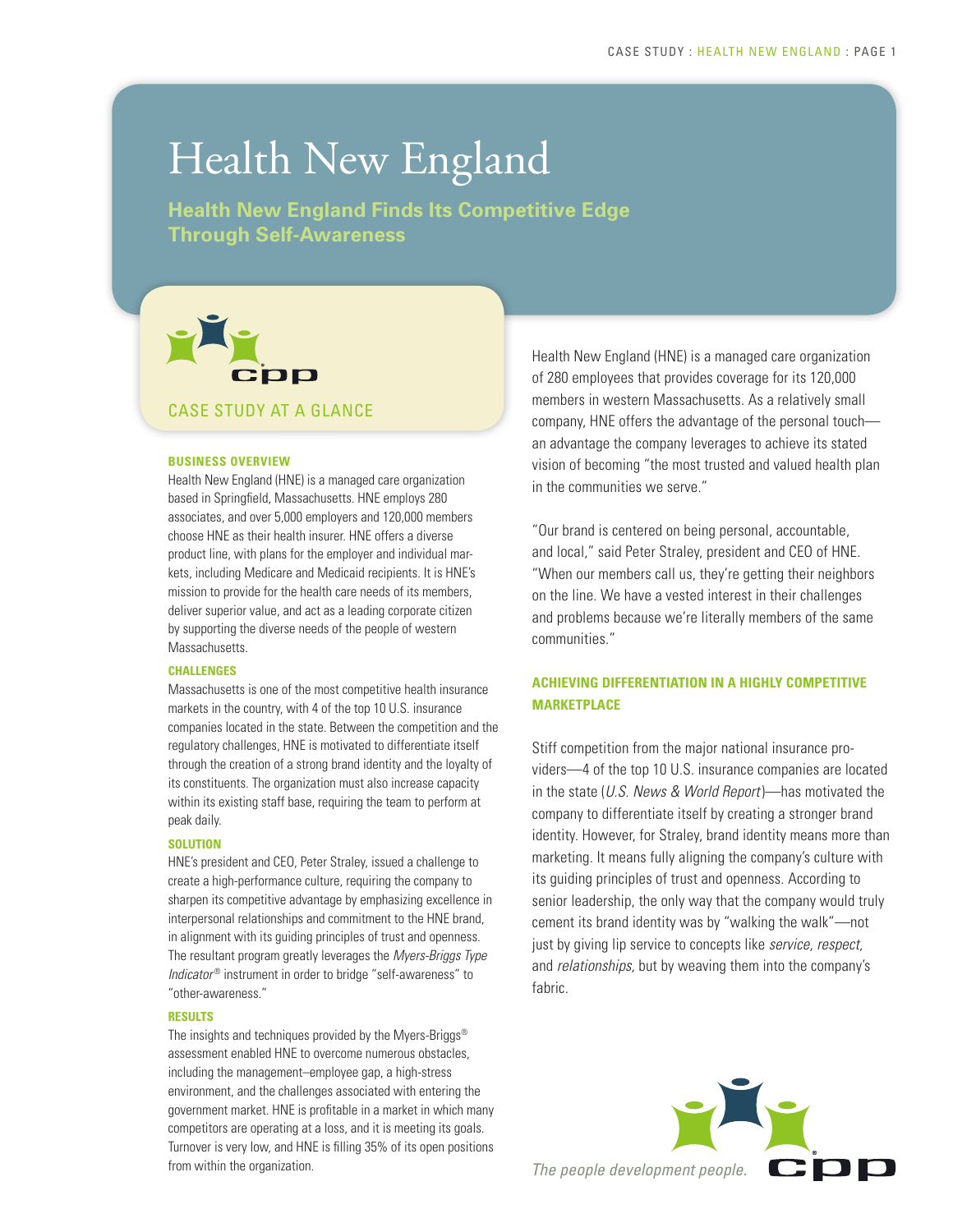# Health New England

## Health New England Finds Its Competitive Edge Through Self-Awareness

### CASE STUDY AT A GLANCE

**BUSINESS OVERVIEW**

Health New England (HNE) is a managed care organization based in Springfield, Massachusetts. HNE employs 280 associates, and over 5,000 employers and 120,000 members choose HNE as their health insurer. HNE offers a diverse product line, with plans for the employer and individual markets, including Medicare and Medicaid recipients. It is HNE's mission to provide for the health care needs of its members, deliver superior value, and act as a leading corporate citizen by supporting the diverse needs of the people of western Massachusetts.

**CHALLENGES**

Massachusetts is one of the most competitive health insurance markets in the country, with 4 of the top 10 U.S. insurance companies located in the state. Between the competition and the regulatory challenges, HNE is motivated to differentiate itself through the creation of a strong brand identity and the loyalty of its constituents. The organization must also increase capacity within its existing staff base, requiring the team to perform at peak daily.

**SOLUTION**

HNE's president and CEO, Peter Straley, issued a challenge to create a high-performance culture, requiring the company to sharpen its competitive advantage by emphasizing excellence in interpersonal relationships and commitment to the HNE brand, in alignment with its guiding principles of trust and openness. The resultant program greatly leverages the *Myers-Briggs Type Indicator®* instrument in order to bridge "self-awareness" to "other-awareness."

**RESULTS**

The insights and techniques provided by the Myers-Briggs® assessment enabled HNE to overcome numerous obstacles, including the management–employee gap, a high-stress environment, and the challenges associated with entering the government market. HNE is profitable in a market in which many competitors are operating at a loss, and it is meeting its goals. Turnover is very low, and HNE is filling 35% of its open positions from within the organization.

---

Health New England (HNE) is a managed care organization of 280 employees that provides coverage for its 120,000 members in western Massachusetts. As a relatively small company, HNE offers the advantage of the personal touch—an advantage the company leverages to achieve its stated vision of becoming "the most trusted and valued health plan in the communities we serve."

"Our brand is centered on being personal, accountable, and local," said Peter Straley, president and CEO of HNE. "When our members call us, they're getting their neighbors on the line. We have a vested interest in their challenges and problems because we're literally members of the same communities."

### ACHIEVING DIFFERENTIATION IN A HIGHLY COMPETITIVE MARKETPLACE

Stiff competition from the major national insurance providers—4 of the top 10 U.S. insurance companies are located in the state (*U.S. News & World Report*)—has motivated the company to differentiate itself by creating a stronger brand identity. However, for Straley, brand identity means more than marketing. It means fully aligning the company's culture with its guiding principles of trust and openness. According to senior leadership, the only way that the company would truly cement its brand identity was by "walking the walk"—not just by giving lip service to concepts like *service, respect,* and *relationships,* but by weaving them into the company's fabric.

*The people development people.*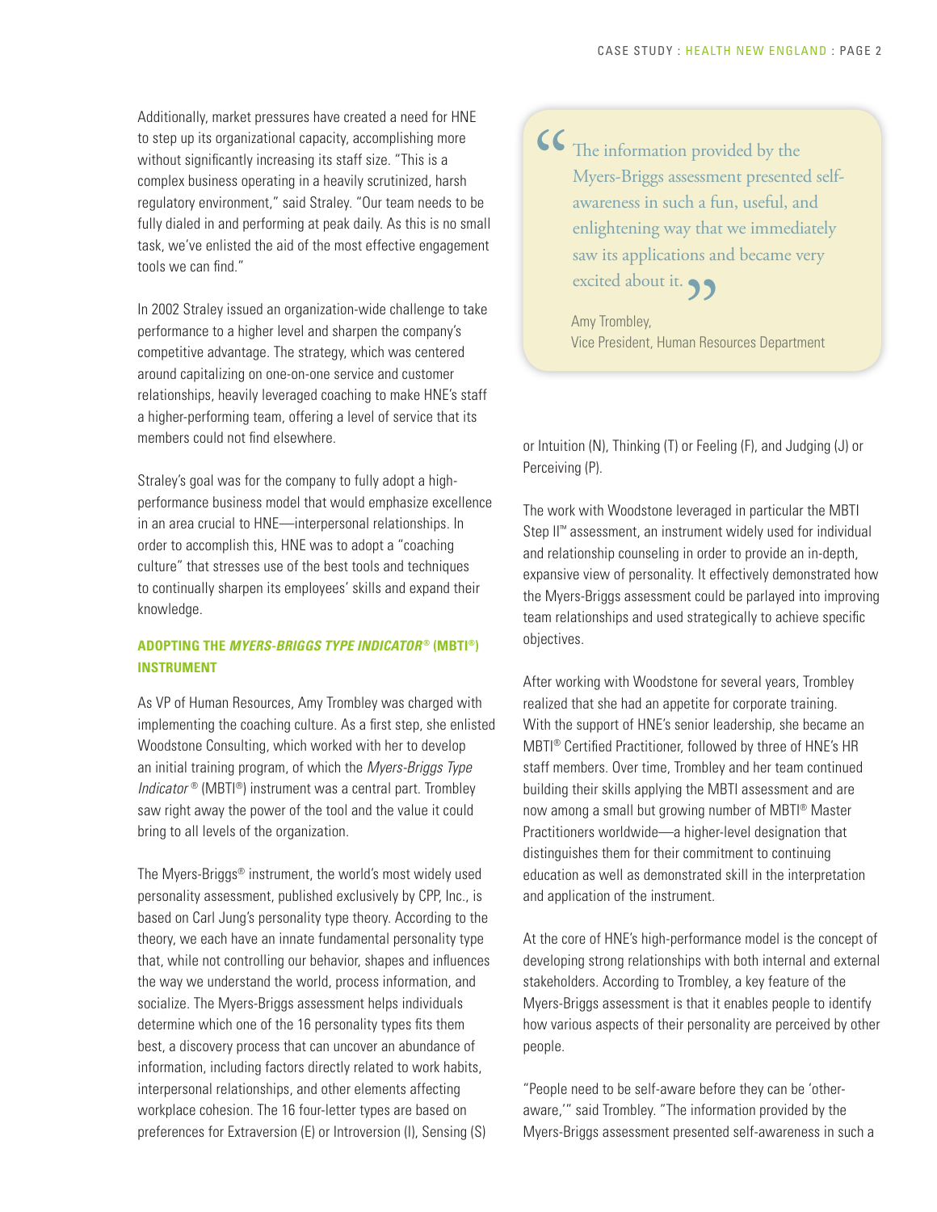Additionally, market pressures have created a need for HNE to step up its organizational capacity, accomplishing more without significantly increasing its staff size. "This is a complex business operating in a heavily scrutinized, harsh regulatory environment," said Straley. "Our team needs to be fully dialed in and performing at peak daily. As this is no small task, we've enlisted the aid of the most effective engagement tools we can find."

In 2002 Straley issued an organization-wide challenge to take performance to a higher level and sharpen the company's competitive advantage. The strategy, which was centered around capitalizing on one-on-one service and customer relationships, heavily leveraged coaching to make HNE's staff a higher-performing team, offering a level of service that its members could not find elsewhere.

Straley's goal was for the company to fully adopt a high-performance business model that would emphasize excellence in an area crucial to HNE—interpersonal relationships. In order to accomplish this, HNE was to adopt a "coaching culture" that stresses use of the best tools and techniques to continually sharpen its employees' skills and expand their knowledge.

### ADOPTING THE *MYERS-BRIGGS TYPE INDICATOR®* (MBTI®) INSTRUMENT

As VP of Human Resources, Amy Trombley was charged with implementing the coaching culture. As a first step, she enlisted Woodstone Consulting, which worked with her to develop an initial training program, of which the *Myers-Briggs Type Indicator®* (MBTI®) instrument was a central part. Trombley saw right away the power of the tool and the value it could bring to all levels of the organization.

The Myers-Briggs® instrument, the world's most widely used personality assessment, published exclusively by CPP, Inc., is based on Carl Jung's personality type theory. According to the theory, we each have an innate fundamental personality type that, while not controlling our behavior, shapes and influences the way we understand the world, process information, and socialize. The Myers-Briggs assessment helps individuals determine which one of the 16 personality types fits them best, a discovery process that can uncover an abundance of information, including factors directly related to work habits, interpersonal relationships, and other elements affecting workplace cohesion. The 16 four-letter types are based on preferences for Extraversion (E) or Introversion (I), Sensing (S) or Intuition (N), Thinking (T) or Feeling (F), and Judging (J) or Perceiving (P).

> "The information provided by the Myers-Briggs assessment presented self-awareness in such a fun, useful, and enlightening way that we immediately saw its applications and became very excited about it."
>
> Amy Trombley,
> Vice President, Human Resources Department

The work with Woodstone leveraged in particular the MBTI Step II™ assessment, an instrument widely used for individual and relationship counseling in order to provide an in-depth, expansive view of personality. It effectively demonstrated how the Myers-Briggs assessment could be parlayed into improving team relationships and used strategically to achieve specific objectives.

After working with Woodstone for several years, Trombley realized that she had an appetite for corporate training. With the support of HNE's senior leadership, she became an MBTI® Certified Practitioner, followed by three of HNE's HR staff members. Over time, Trombley and her team continued building their skills applying the MBTI assessment and are now among a small but growing number of MBTI® Master Practitioners worldwide—a higher-level designation that distinguishes them for their commitment to continuing education as well as demonstrated skill in the interpretation and application of the instrument.

At the core of HNE's high-performance model is the concept of developing strong relationships with both internal and external stakeholders. According to Trombley, a key feature of the Myers-Briggs assessment is that it enables people to identify how various aspects of their personality are perceived by other people.

"People need to be self-aware before they can be 'other-aware,'" said Trombley. "The information provided by the Myers-Briggs assessment presented self-awareness in such a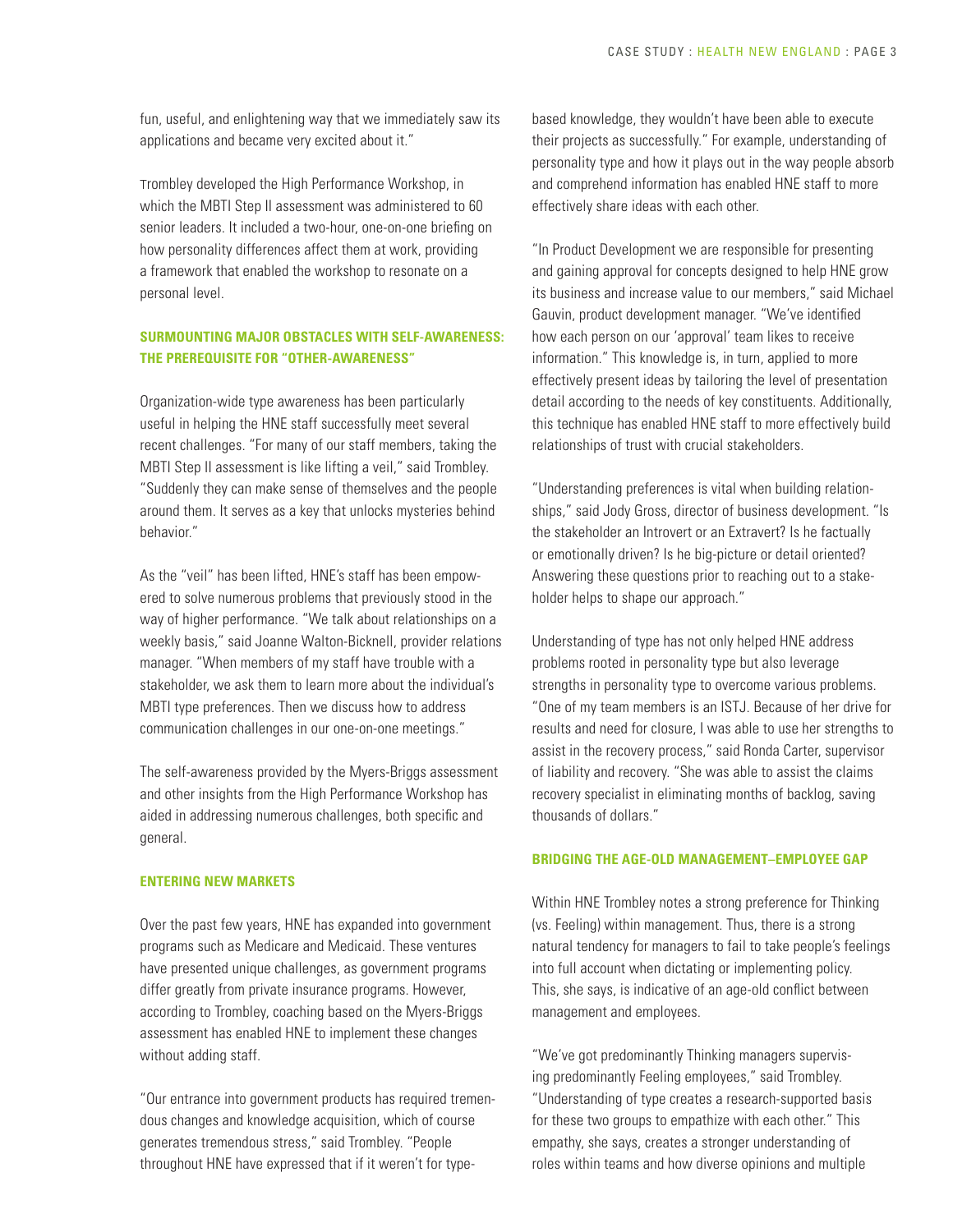fun, useful, and enlightening way that we immediately saw its applications and became very excited about it."

Trombley developed the High Performance Workshop, in which the MBTI Step II assessment was administered to 60 senior leaders. It included a two-hour, one-on-one briefing on how personality differences affect them at work, providing a framework that enabled the workshop to resonate on a personal level.

### SURMOUNTING MAJOR OBSTACLES WITH SELF-AWARENESS: THE PREREQUISITE FOR "OTHER-AWARENESS"

Organization-wide type awareness has been particularly useful in helping the HNE staff successfully meet several recent challenges. "For many of our staff members, taking the MBTI Step II assessment is like lifting a veil," said Trombley. "Suddenly they can make sense of themselves and the people around them. It serves as a key that unlocks mysteries behind behavior."

As the "veil" has been lifted, HNE's staff has been empowered to solve numerous problems that previously stood in the way of higher performance. "We talk about relationships on a weekly basis," said Joanne Walton-Bicknell, provider relations manager. "When members of my staff have trouble with a stakeholder, we ask them to learn more about the individual's MBTI type preferences. Then we discuss how to address communication challenges in our one-on-one meetings."

The self-awareness provided by the Myers-Briggs assessment and other insights from the High Performance Workshop has aided in addressing numerous challenges, both specific and general.

### ENTERING NEW MARKETS

Over the past few years, HNE has expanded into government programs such as Medicare and Medicaid. These ventures have presented unique challenges, as government programs differ greatly from private insurance programs. However, according to Trombley, coaching based on the Myers-Briggs assessment has enabled HNE to implement these changes without adding staff.

"Our entrance into government products has required tremendous changes and knowledge acquisition, which of course generates tremendous stress," said Trombley. "People throughout HNE have expressed that if it weren't for type-based knowledge, they wouldn't have been able to execute their projects as successfully." For example, understanding of personality type and how it plays out in the way people absorb and comprehend information has enabled HNE staff to more effectively share ideas with each other.

"In Product Development we are responsible for presenting and gaining approval for concepts designed to help HNE grow its business and increase value to our members," said Michael Gauvin, product development manager. "We've identified how each person on our 'approval' team likes to receive information." This knowledge is, in turn, applied to more effectively present ideas by tailoring the level of presentation detail according to the needs of key constituents. Additionally, this technique has enabled HNE staff to more effectively build relationships of trust with crucial stakeholders.

"Understanding preferences is vital when building relationships," said Jody Gross, director of business development. "Is the stakeholder an Introvert or an Extravert? Is he factually or emotionally driven? Is he big-picture or detail oriented? Answering these questions prior to reaching out to a stakeholder helps to shape our approach."

Understanding of type has not only helped HNE address problems rooted in personality type but also leverage strengths in personality type to overcome various problems. "One of my team members is an ISTJ. Because of her drive for results and need for closure, I was able to use her strengths to assist in the recovery process," said Ronda Carter, supervisor of liability and recovery. "She was able to assist the claims recovery specialist in eliminating months of backlog, saving thousands of dollars."

### BRIDGING THE AGE-OLD MANAGEMENT–EMPLOYEE GAP

Within HNE Trombley notes a strong preference for Thinking (vs. Feeling) within management. Thus, there is a strong natural tendency for managers to fail to take people's feelings into full account when dictating or implementing policy. This, she says, is indicative of an age-old conflict between management and employees.

"We've got predominantly Thinking managers supervising predominantly Feeling employees," said Trombley. "Understanding of type creates a research-supported basis for these two groups to empathize with each other." This empathy, she says, creates a stronger understanding of roles within teams and how diverse opinions and multiple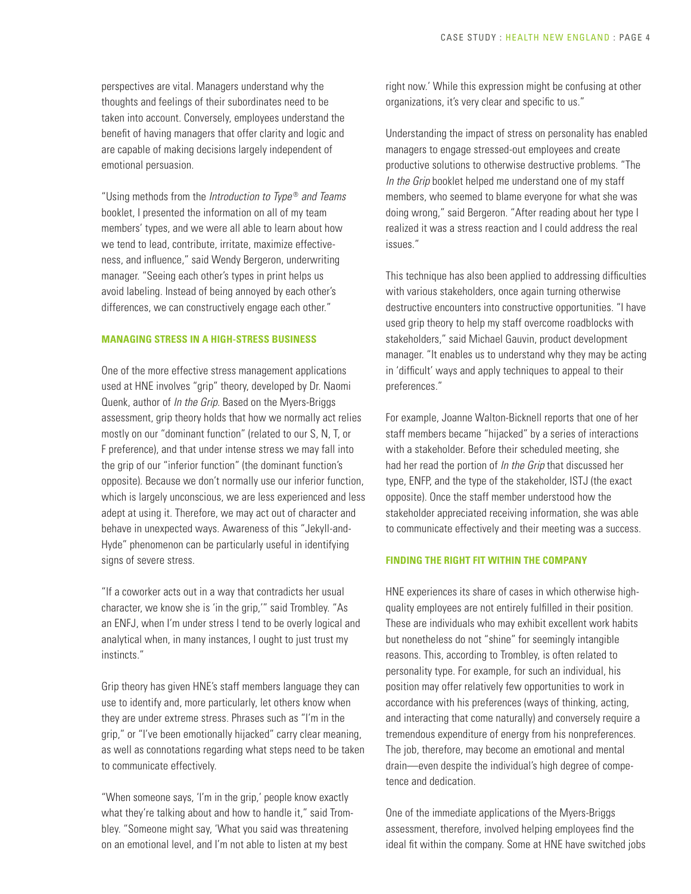perspectives are vital. Managers understand why the thoughts and feelings of their subordinates need to be taken into account. Conversely, employees understand the benefit of having managers that offer clarity and logic and are capable of making decisions largely independent of emotional persuasion.

"Using methods from the *Introduction to Type® and Teams* booklet, I presented the information on all of my team members' types, and we were all able to learn about how we tend to lead, contribute, irritate, maximize effectiveness, and influence," said Wendy Bergeron, underwriting manager. "Seeing each other's types in print helps us avoid labeling. Instead of being annoyed by each other's differences, we can constructively engage each other."

## MANAGING STRESS IN A HIGH-STRESS BUSINESS

One of the more effective stress management applications used at HNE involves "grip" theory, developed by Dr. Naomi Quenk, author of *In the Grip*. Based on the Myers-Briggs assessment, grip theory holds that how we normally act relies mostly on our "dominant function" (related to our S, N, T, or F preference), and that under intense stress we may fall into the grip of our "inferior function" (the dominant function's opposite). Because we don't normally use our inferior function, which is largely unconscious, we are less experienced and less adept at using it. Therefore, we may act out of character and behave in unexpected ways. Awareness of this "Jekyll-and-Hyde" phenomenon can be particularly useful in identifying signs of severe stress.

"If a coworker acts out in a way that contradicts her usual character, we know she is 'in the grip,'" said Trombley. "As an ENFJ, when I'm under stress I tend to be overly logical and analytical when, in many instances, I ought to just trust my instincts."

Grip theory has given HNE's staff members language they can use to identify and, more particularly, let others know when they are under extreme stress. Phrases such as "I'm in the grip," or "I've been emotionally hijacked" carry clear meaning, as well as connotations regarding what steps need to be taken to communicate effectively.

"When someone says, 'I'm in the grip,' people know exactly what they're talking about and how to handle it," said Trombley. "Someone might say, 'What you said was threatening on an emotional level, and I'm not able to listen at my best right now.' While this expression might be confusing at other organizations, it's very clear and specific to us."

Understanding the impact of stress on personality has enabled managers to engage stressed-out employees and create productive solutions to otherwise destructive problems. "The *In the Grip* booklet helped me understand one of my staff members, who seemed to blame everyone for what she was doing wrong," said Bergeron. "After reading about her type I realized it was a stress reaction and I could address the real issues."

This technique has also been applied to addressing difficulties with various stakeholders, once again turning otherwise destructive encounters into constructive opportunities. "I have used grip theory to help my staff overcome roadblocks with stakeholders," said Michael Gauvin, product development manager. "It enables us to understand why they may be acting in 'difficult' ways and apply techniques to appeal to their preferences."

For example, Joanne Walton-Bicknell reports that one of her staff members became "hijacked" by a series of interactions with a stakeholder. Before their scheduled meeting, she had her read the portion of *In the Grip* that discussed her type, ENFP, and the type of the stakeholder, ISTJ (the exact opposite). Once the staff member understood how the stakeholder appreciated receiving information, she was able to communicate effectively and their meeting was a success.

## FINDING THE RIGHT FIT WITHIN THE COMPANY

HNE experiences its share of cases in which otherwise high-quality employees are not entirely fulfilled in their position. These are individuals who may exhibit excellent work habits but nonetheless do not "shine" for seemingly intangible reasons. This, according to Trombley, is often related to personality type. For example, for such an individual, his position may offer relatively few opportunities to work in accordance with his preferences (ways of thinking, acting, and interacting that come naturally) and conversely require a tremendous expenditure of energy from his nonpreferences. The job, therefore, may become an emotional and mental drain—even despite the individual's high degree of competence and dedication.

One of the immediate applications of the Myers-Briggs assessment, therefore, involved helping employees find the ideal fit within the company. Some at HNE have switched jobs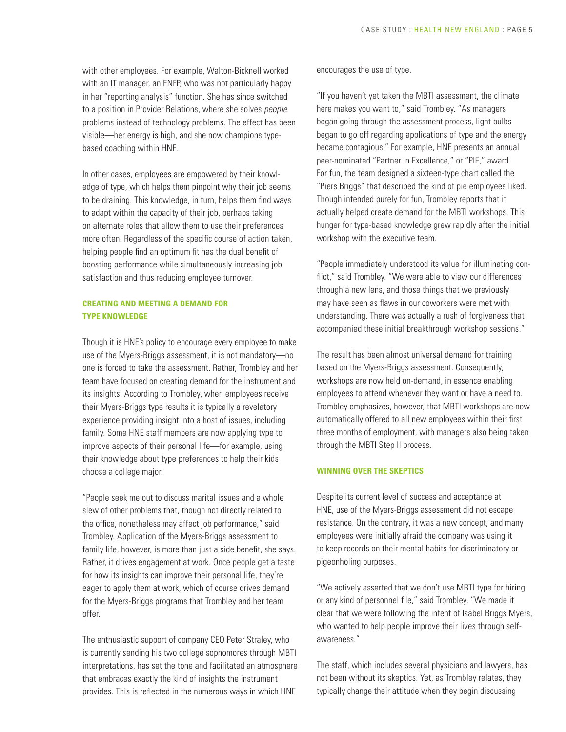with other employees. For example, Walton-Bicknell worked with an IT manager, an ENFP, who was not particularly happy in her "reporting analysis" function. She has since switched to a position in Provider Relations, where she solves *people* problems instead of technology problems. The effect has been visible—her energy is high, and she now champions type-based coaching within HNE.

In other cases, employees are empowered by their knowledge of type, which helps them pinpoint why their job seems to be draining. This knowledge, in turn, helps them find ways to adapt within the capacity of their job, perhaps taking on alternate roles that allow them to use their preferences more often. Regardless of the specific course of action taken, helping people find an optimum fit has the dual benefit of boosting performance while simultaneously increasing job satisfaction and thus reducing employee turnover.

### CREATING AND MEETING A DEMAND FOR TYPE KNOWLEDGE

Though it is HNE's policy to encourage every employee to make use of the Myers-Briggs assessment, it is not mandatory—no one is forced to take the assessment. Rather, Trombley and her team have focused on creating demand for the instrument and its insights. According to Trombley, when employees receive their Myers-Briggs type results it is typically a revelatory experience providing insight into a host of issues, including family. Some HNE staff members are now applying type to improve aspects of their personal life—for example, using their knowledge about type preferences to help their kids choose a college major.

"People seek me out to discuss marital issues and a whole slew of other problems that, though not directly related to the office, nonetheless may affect job performance," said Trombley. Application of the Myers-Briggs assessment to family life, however, is more than just a side benefit, she says. Rather, it drives engagement at work. Once people get a taste for how its insights can improve their personal life, they're eager to apply them at work, which of course drives demand for the Myers-Briggs programs that Trombley and her team offer.

The enthusiastic support of company CEO Peter Straley, who is currently sending his two college sophomores through MBTI interpretations, has set the tone and facilitated an atmosphere that embraces exactly the kind of insights the instrument provides. This is reflected in the numerous ways in which HNE encourages the use of type.

"If you haven't yet taken the MBTI assessment, the climate here makes you want to," said Trombley. "As managers began going through the assessment process, light bulbs began to go off regarding applications of type and the energy became contagious." For example, HNE presents an annual peer-nominated "Partner in Excellence," or "PIE," award. For fun, the team designed a sixteen-type chart called the "Piers Briggs" that described the kind of pie employees liked. Though intended purely for fun, Trombley reports that it actually helped create demand for the MBTI workshops. This hunger for type-based knowledge grew rapidly after the initial workshop with the executive team.

"People immediately understood its value for illuminating conflict," said Trombley. "We were able to view our differences through a new lens, and those things that we previously may have seen as flaws in our coworkers were met with understanding. There was actually a rush of forgiveness that accompanied these initial breakthrough workshop sessions."

The result has been almost universal demand for training based on the Myers-Briggs assessment. Consequently, workshops are now held on-demand, in essence enabling employees to attend whenever they want or have a need to. Trombley emphasizes, however, that MBTI workshops are now automatically offered to all new employees within their first three months of employment, with managers also being taken through the MBTI Step II process.

### WINNING OVER THE SKEPTICS

Despite its current level of success and acceptance at HNE, use of the Myers-Briggs assessment did not escape resistance. On the contrary, it was a new concept, and many employees were initially afraid the company was using it to keep records on their mental habits for discriminatory or pigeonholing purposes.

"We actively asserted that we don't use MBTI type for hiring or any kind of personnel file," said Trombley. "We made it clear that we were following the intent of Isabel Briggs Myers, who wanted to help people improve their lives through self-awareness."

The staff, which includes several physicians and lawyers, has not been without its skeptics. Yet, as Trombley relates, they typically change their attitude when they begin discussing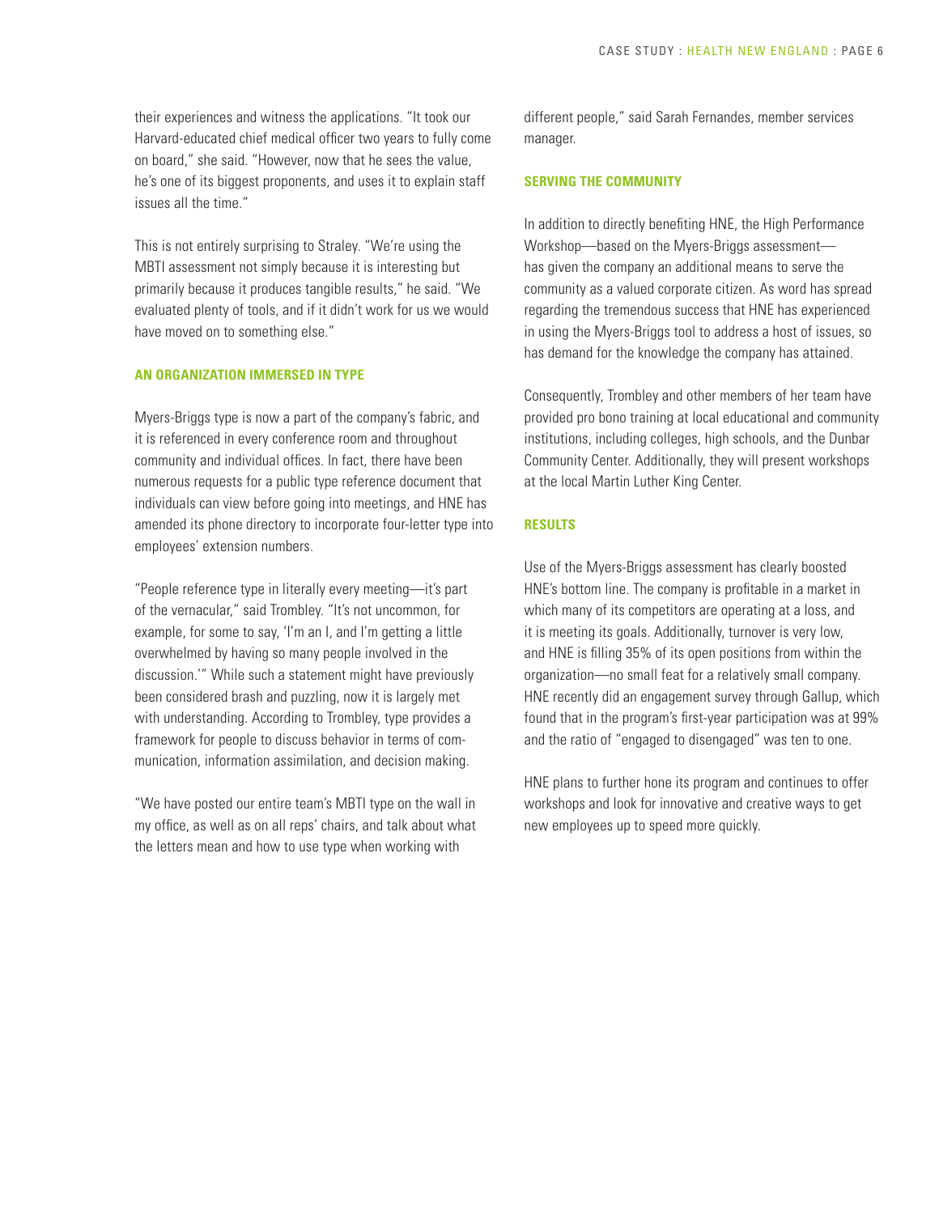their experiences and witness the applications. "It took our Harvard-educated chief medical officer two years to fully come on board," she said. "However, now that he sees the value, he's one of its biggest proponents, and uses it to explain staff issues all the time."

This is not entirely surprising to Straley. "We're using the MBTI assessment not simply because it is interesting but primarily because it produces tangible results," he said. "We evaluated plenty of tools, and if it didn't work for us we would have moved on to something else."

## AN ORGANIZATION IMMERSED IN TYPE

Myers-Briggs type is now a part of the company's fabric, and it is referenced in every conference room and throughout community and individual offices. In fact, there have been numerous requests for a public type reference document that individuals can view before going into meetings, and HNE has amended its phone directory to incorporate four-letter type into employees' extension numbers.

"People reference type in literally every meeting—it's part of the vernacular," said Trombley. "It's not uncommon, for example, for some to say, 'I'm an I, and I'm getting a little overwhelmed by having so many people involved in the discussion.'" While such a statement might have previously been considered brash and puzzling, now it is largely met with understanding. According to Trombley, type provides a framework for people to discuss behavior in terms of communication, information assimilation, and decision making.

"We have posted our entire team's MBTI type on the wall in my office, as well as on all reps' chairs, and talk about what the letters mean and how to use type when working with different people," said Sarah Fernandes, member services manager.

## SERVING THE COMMUNITY

In addition to directly benefiting HNE, the High Performance Workshop—based on the Myers-Briggs assessment—has given the company an additional means to serve the community as a valued corporate citizen. As word has spread regarding the tremendous success that HNE has experienced in using the Myers-Briggs tool to address a host of issues, so has demand for the knowledge the company has attained.

Consequently, Trombley and other members of her team have provided pro bono training at local educational and community institutions, including colleges, high schools, and the Dunbar Community Center. Additionally, they will present workshops at the local Martin Luther King Center.

## RESULTS

Use of the Myers-Briggs assessment has clearly boosted HNE's bottom line. The company is profitable in a market in which many of its competitors are operating at a loss, and it is meeting its goals. Additionally, turnover is very low, and HNE is filling 35% of its open positions from within the organization—no small feat for a relatively small company. HNE recently did an engagement survey through Gallup, which found that in the program's first-year participation was at 99% and the ratio of "engaged to disengaged" was ten to one.

HNE plans to further hone its program and continues to offer workshops and look for innovative and creative ways to get new employees up to speed more quickly.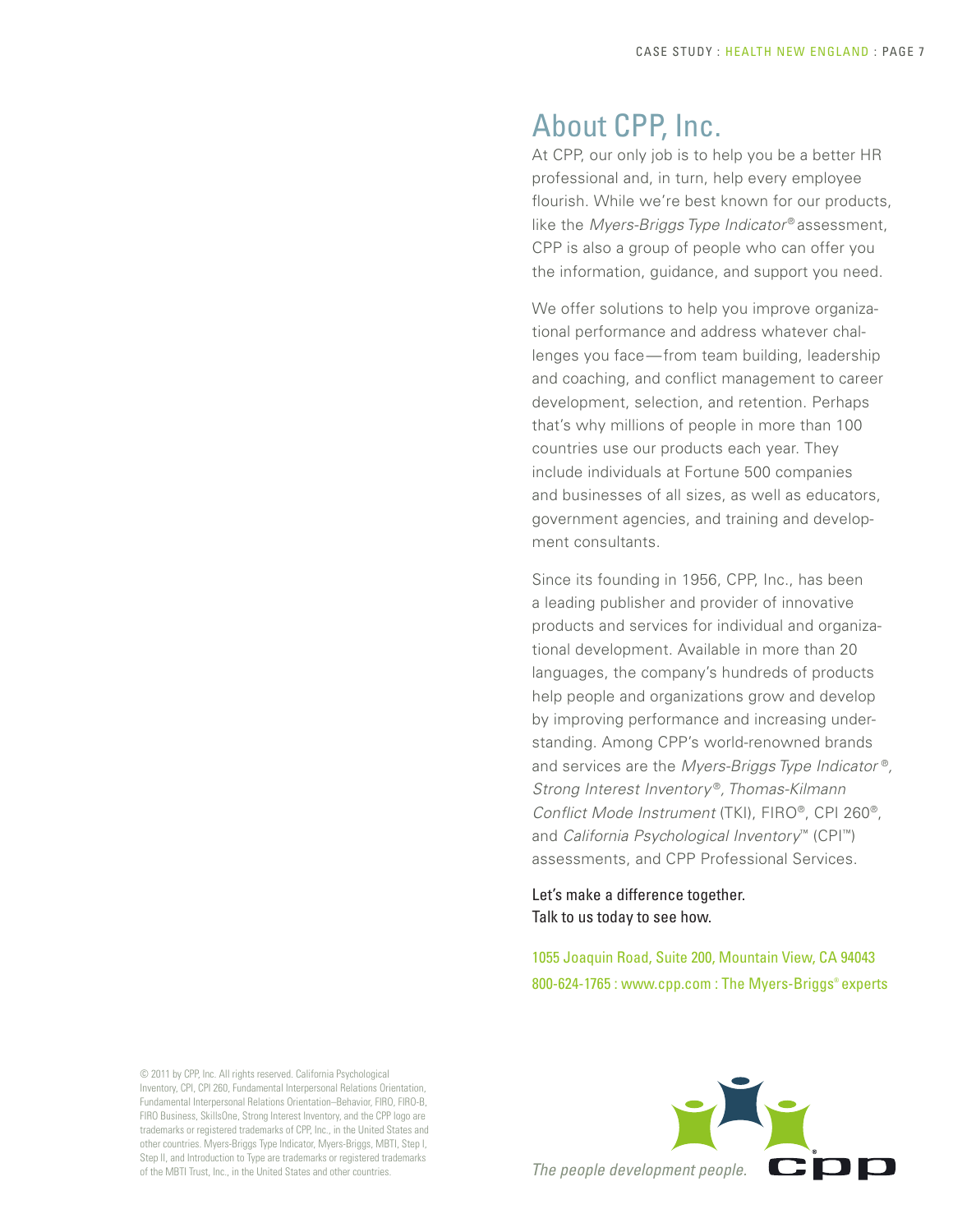# About CPP, Inc.

At CPP, our only job is to help you be a better HR professional and, in turn, help every employee flourish. While we're best known for our products, like the *Myers-Briggs Type Indicator®* assessment, CPP is also a group of people who can offer you the information, guidance, and support you need.

We offer solutions to help you improve organizational performance and address whatever challenges you face—from team building, leadership and coaching, and conflict management to career development, selection, and retention. Perhaps that's why millions of people in more than 100 countries use our products each year. They include individuals at Fortune 500 companies and businesses of all sizes, as well as educators, government agencies, and training and development consultants.

Since its founding in 1956, CPP, Inc., has been a leading publisher and provider of innovative products and services for individual and organizational development. Available in more than 20 languages, the company's hundreds of products help people and organizations grow and develop by improving performance and increasing understanding. Among CPP's world-renowned brands and services are the *Myers-Briggs Type Indicator®*, *Strong Interest Inventory®*, *Thomas-Kilmann Conflict Mode Instrument* (TKI), FIRO®, CPI 260®, and *California Psychological Inventory*™ (CPI™) assessments, and CPP Professional Services.

Let's make a difference together.
Talk to us today to see how.

1055 Joaquin Road, Suite 200, Mountain View, CA 94043
800-624-1765 : www.cpp.com : The Myers-Briggs® experts

© 2011 by CPP, Inc. All rights reserved. California Psychological Inventory, CPI, CPI 260, Fundamental Interpersonal Relations Orientation, Fundamental Interpersonal Relations Orientation–Behavior, FIRO, FIRO-B, FIRO Business, SkillsOne, Strong Interest Inventory, and the CPP logo are trademarks or registered trademarks of CPP, Inc., in the United States and other countries. Myers-Briggs Type Indicator, Myers-Briggs, MBTI, Step I, Step II, and Introduction to Type are trademarks or registered trademarks of the MBTI Trust, Inc., in the United States and other countries.

*The people development people.* cpp®